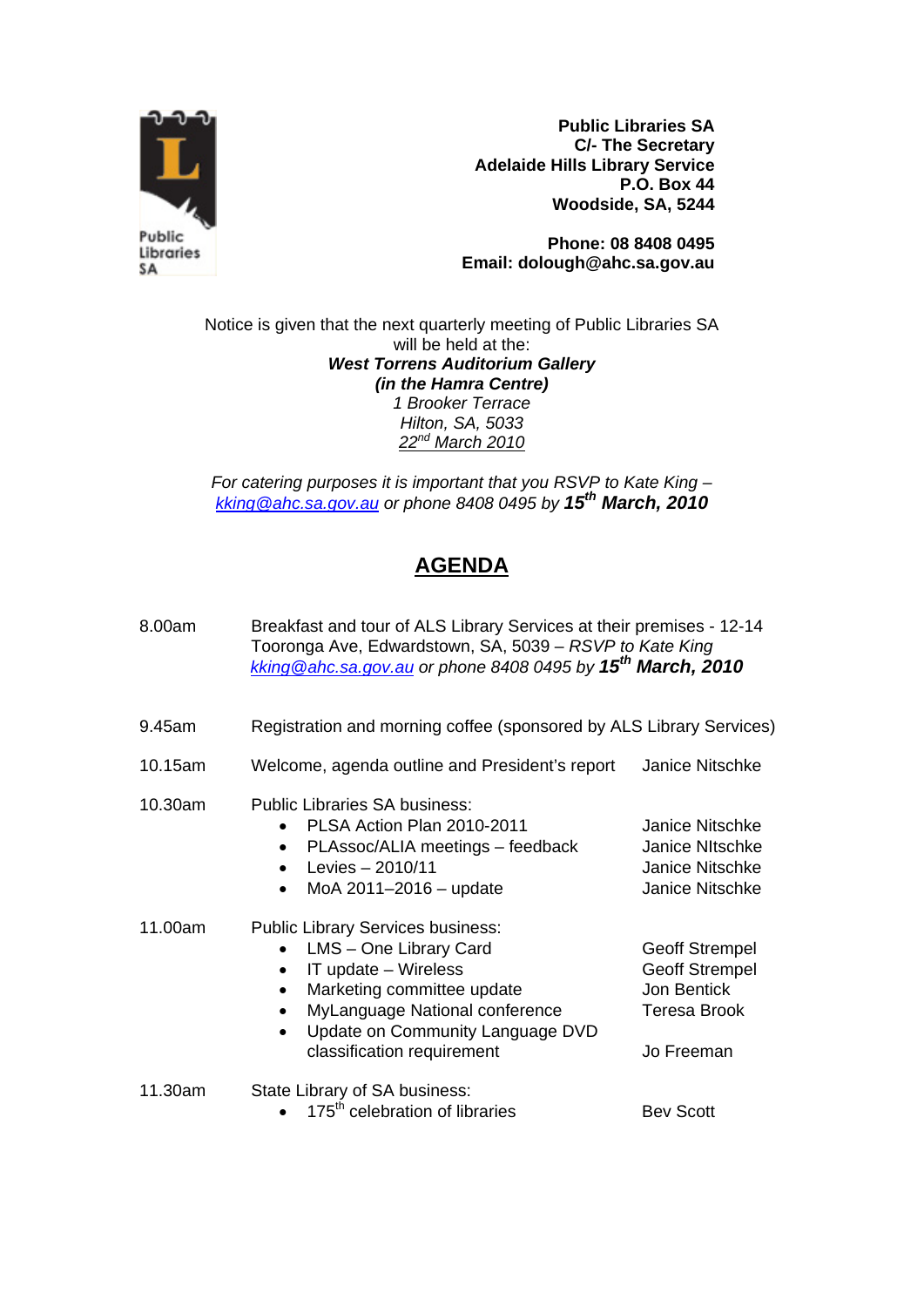Public Libraries SA

**Public Libraries SA**
**C/- The Secretary**
**Adelaide Hills Library Service**
**P.O. Box 44**
**Woodside, SA, 5244**

**Phone: 08 8408 0495**
**Email: dolough@ahc.sa.gov.au**

Notice is given that the next quarterly meeting of Public Libraries SA will be held at the:
***West Torrens Auditorium Gallery***
***(in the Hamra Centre)***
*1 Brooker Terrace*
*Hilton, SA, 5033*
*22nd March 2010*

*For catering purposes it is important that you RSVP to Kate King – kking@ahc.sa.gov.au or phone 8408 0495 by* ***15th March, 2010***

## AGENDA

| | | |
|---|---|---|
| 8.00am | Breakfast and tour of ALS Library Services at their premises - 12-14 Tooronga Ave, Edwardstown, SA, 5039 – *RSVP to Kate King kking@ahc.sa.gov.au or phone 8408 0495 by* ***15th March, 2010*** | |
| 9.45am | Registration and morning coffee (sponsored by ALS Library Services) | |
| 10.15am | Welcome, agenda outline and President's report | Janice Nitschke |
| 10.30am | Public Libraries SA business: | |
| | • PLSA Action Plan 2010-2011 | Janice Nitschke |
| | • PLAssoc/ALIA meetings – feedback | Janice NItschke |
| | • Levies – 2010/11 | Janice Nitschke |
| | • MoA 2011–2016 – update | Janice Nitschke |
| 11.00am | Public Library Services business: | |
| | • LMS – One Library Card | Geoff Strempel |
| | • IT update – Wireless | Geoff Strempel |
| | • Marketing committee update | Jon Bentick |
| | • MyLanguage National conference | Teresa Brook |
| | • Update on Community Language DVD classification requirement | Jo Freeman |
| 11.30am | State Library of SA business: | |
| | • 175th celebration of libraries | Bev Scott |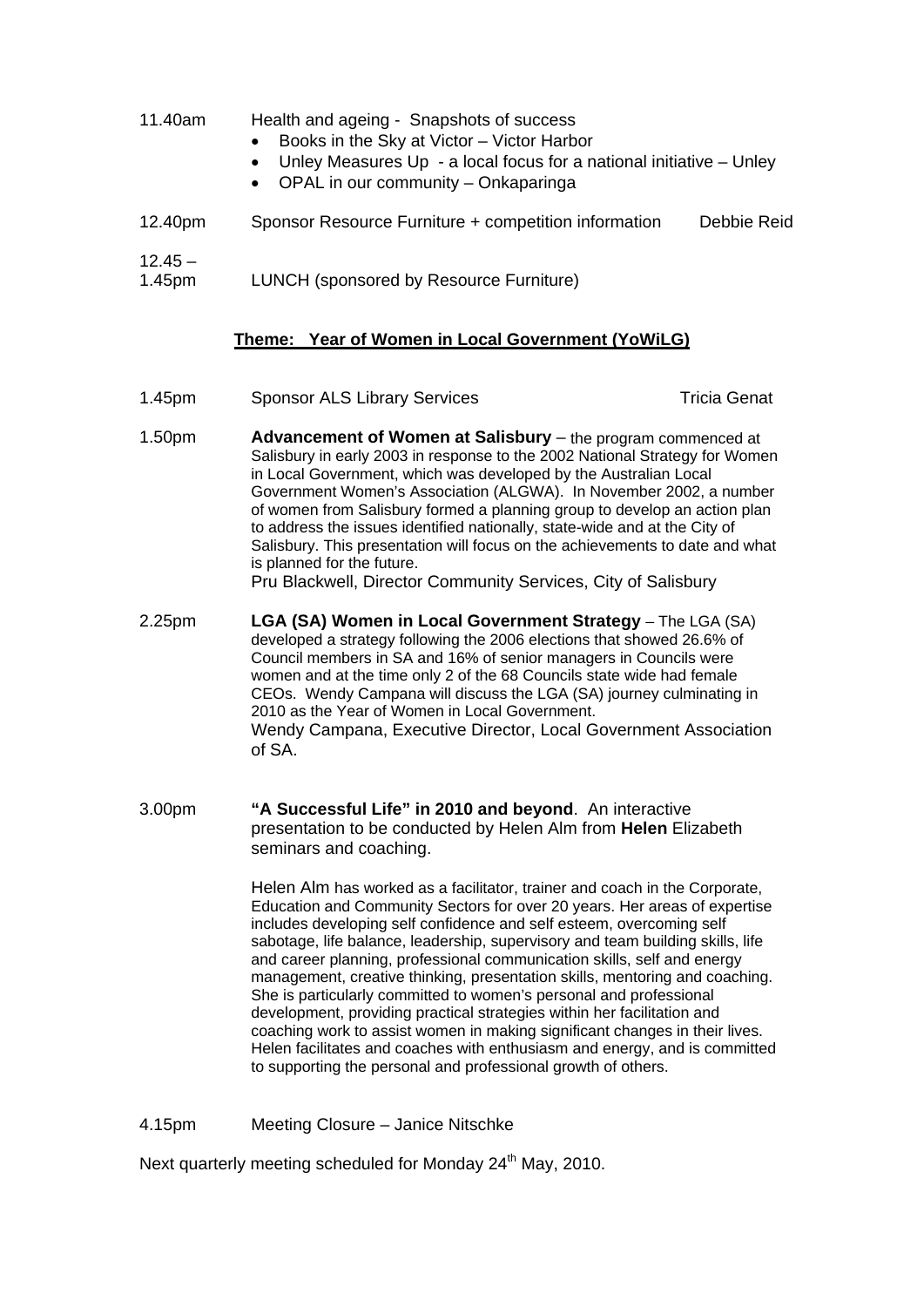11.40am Health and ageing - Snapshots of success

- Books in the Sky at Victor – Victor Harbor
- Unley Measures Up - a local focus for a national initiative – Unley
- OPAL in our community – Onkaparinga

12.40pm Sponsor Resource Furniture + competition information Debbie Reid

12.45 – 1.45pm LUNCH (sponsored by Resource Furniture)

## Theme: Year of Women in Local Government (YoWiLG)

1.45pm Sponsor ALS Library Services Tricia Genat

1.50pm **Advancement of Women at Salisbury** – the program commenced at Salisbury in early 2003 in response to the 2002 National Strategy for Women in Local Government, which was developed by the Australian Local Government Women's Association (ALGWA). In November 2002, a number of women from Salisbury formed a planning group to develop an action plan to address the issues identified nationally, state-wide and at the City of Salisbury. This presentation will focus on the achievements to date and what is planned for the future.
Pru Blackwell, Director Community Services, City of Salisbury

2.25pm **LGA (SA) Women in Local Government Strategy** – The LGA (SA) developed a strategy following the 2006 elections that showed 26.6% of Council members in SA and 16% of senior managers in Councils were women and at the time only 2 of the 68 Councils state wide had female CEOs. Wendy Campana will discuss the LGA (SA) journey culminating in 2010 as the Year of Women in Local Government.
Wendy Campana, Executive Director, Local Government Association of SA.

3.00pm **"A Successful Life" in 2010 and beyond**. An interactive presentation to be conducted by Helen Alm from **Helen** Elizabeth seminars and coaching.

Helen Alm has worked as a facilitator, trainer and coach in the Corporate, Education and Community Sectors for over 20 years. Her areas of expertise includes developing self confidence and self esteem, overcoming self sabotage, life balance, leadership, supervisory and team building skills, life and career planning, professional communication skills, self and energy management, creative thinking, presentation skills, mentoring and coaching. She is particularly committed to women's personal and professional development, providing practical strategies within her facilitation and coaching work to assist women in making significant changes in their lives. Helen facilitates and coaches with enthusiasm and energy, and is committed to supporting the personal and professional growth of others.

4.15pm Meeting Closure – Janice Nitschke

Next quarterly meeting scheduled for Monday 24th May, 2010.